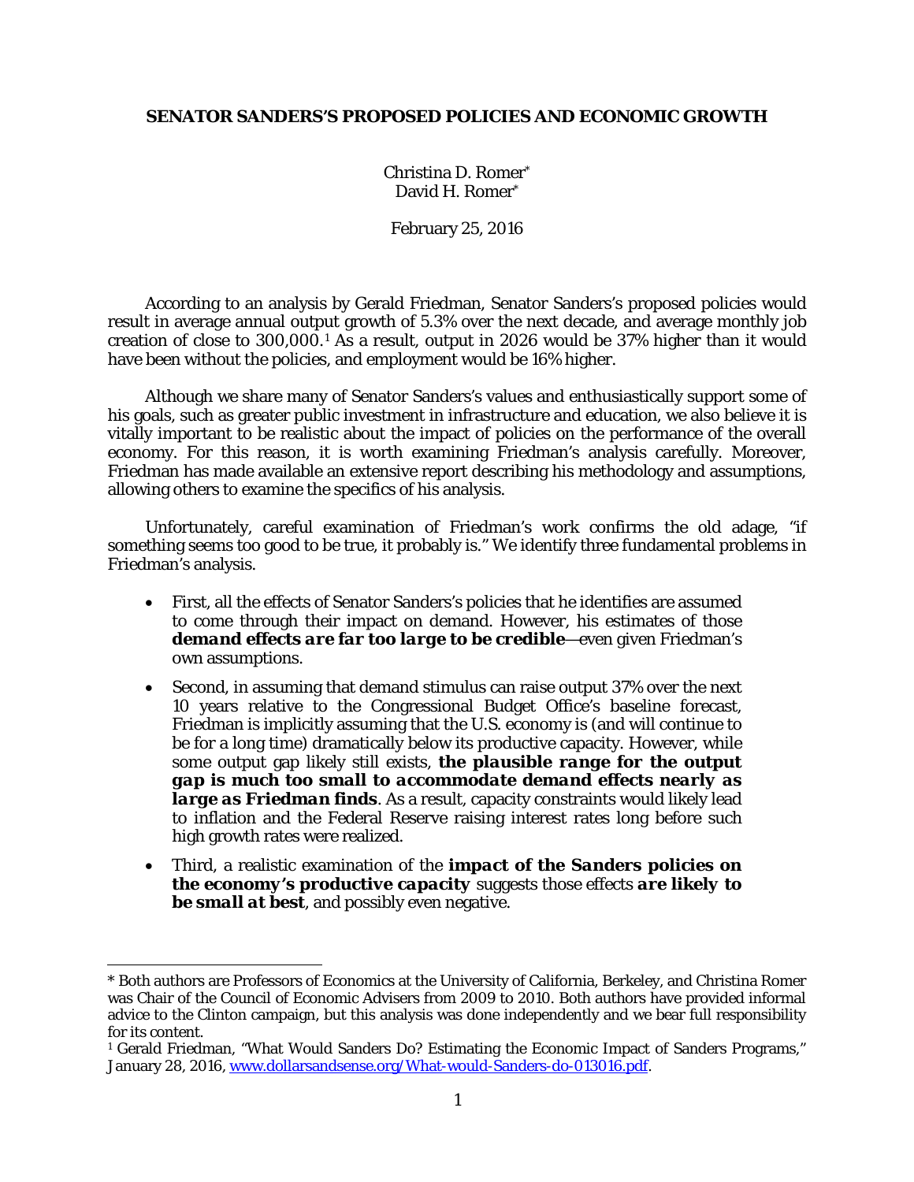# SENATOR SANDERS'S PROPOSED POLICIES AND ECONOMIC GROWTH

Christina D. Romer*
David H. Romer*

February 25, 2016

According to an analysis by Gerald Friedman, Senator Sanders's proposed policies would result in average annual output growth of 5.3% over the next decade, and average monthly job creation of close to 300,000.[1] As a result, output in 2026 would be 37% higher than it would have been without the policies, and employment would be 16% higher.

Although we share many of Senator Sanders's values and enthusiastically support some of his goals, such as greater public investment in infrastructure and education, we also believe it is vitally important to be realistic about the impact of policies on the performance of the overall economy. For this reason, it is worth examining Friedman's analysis carefully. Moreover, Friedman has made available an extensive report describing his methodology and assumptions, allowing others to examine the specifics of his analysis.

Unfortunately, careful examination of Friedman's work confirms the old adage, "if something seems too good to be true, it probably is." We identify three fundamental problems in Friedman's analysis.

- First, all the effects of Senator Sanders's policies that he identifies are assumed to come through their impact on demand. However, his estimates of those ***demand effects are far too large to be credible***—even given Friedman's own assumptions.
- Second, in assuming that demand stimulus can raise output 37% over the next 10 years relative to the Congressional Budget Office's baseline forecast, Friedman is implicitly assuming that the U.S. economy is (and will continue to be for a long time) dramatically below its productive capacity. However, while some output gap likely still exists, ***the plausible range for the output gap is much too small to accommodate demand effects nearly as large as Friedman finds***. As a result, capacity constraints would likely lead to inflation and the Federal Reserve raising interest rates long before such high growth rates were realized.
- Third, a realistic examination of the ***impact of the Sanders policies on the economy's productive capacity*** suggests those effects ***are likely to be small at best***, and possibly even negative.

---

\* Both authors are Professors of Economics at the University of California, Berkeley, and Christina Romer was Chair of the Council of Economic Advisers from 2009 to 2010. Both authors have provided informal advice to the Clinton campaign, but this analysis was done independently and we bear full responsibility for its content.

[1] Gerald Friedman, "What Would Sanders Do? Estimating the Economic Impact of Sanders Programs," January 28, 2016, www.dollarsandsense.org/What-would-Sanders-do-013016.pdf.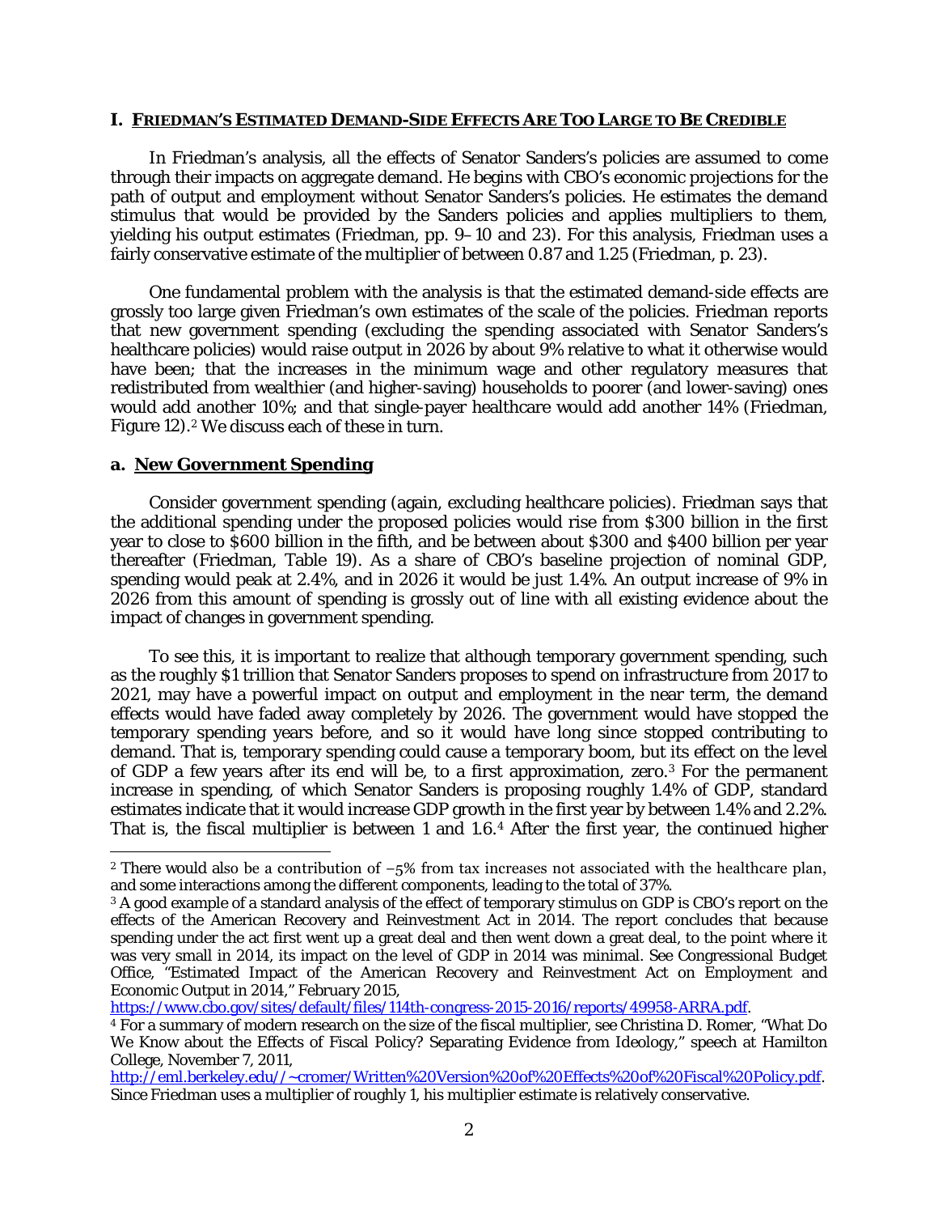## I. FRIEDMAN'S ESTIMATED DEMAND-SIDE EFFECTS ARE TOO LARGE TO BE CREDIBLE

In Friedman's analysis, all the effects of Senator Sanders's policies are assumed to come through their impacts on aggregate demand. He begins with CBO's economic projections for the path of output and employment without Senator Sanders's policies. He estimates the demand stimulus that would be provided by the Sanders policies and applies multipliers to them, yielding his output estimates (Friedman, pp. 9–10 and 23). For this analysis, Friedman uses a fairly conservative estimate of the multiplier of between 0.87 and 1.25 (Friedman, p. 23).

One fundamental problem with the analysis is that the estimated demand-side effects are grossly too large given Friedman's own estimates of the scale of the policies. Friedman reports that new government spending (excluding the spending associated with Senator Sanders's healthcare policies) would raise output in 2026 by about 9% relative to what it otherwise would have been; that the increases in the minimum wage and other regulatory measures that redistributed from wealthier (and higher-saving) households to poorer (and lower-saving) ones would add another 10%; and that single-payer healthcare would add another 14% (Friedman, Figure 12).[2] We discuss each of these in turn.

### a. New Government Spending

Consider government spending (again, excluding healthcare policies). Friedman says that the additional spending under the proposed policies would rise from $300 billion in the first year to close to $600 billion in the fifth, and be between about $300 and $400 billion per year thereafter (Friedman, Table 19). As a share of CBO's baseline projection of nominal GDP, spending would peak at 2.4%, and in 2026 it would be just 1.4%. An output increase of 9% in 2026 from this amount of spending is grossly out of line with all existing evidence about the impact of changes in government spending.

To see this, it is important to realize that although temporary government spending, such as the roughly $1 trillion that Senator Sanders proposes to spend on infrastructure from 2017 to 2021, may have a powerful impact on output and employment in the near term, the demand effects would have faded away completely by 2026. The government would have stopped the temporary spending years before, and so it would have long since stopped contributing to demand. That is, temporary spending could cause a temporary boom, but its effect on the level of GDP a few years after its end will be, to a first approximation, zero.[3] For the permanent increase in spending, of which Senator Sanders is proposing roughly 1.4% of GDP, standard estimates indicate that it would increase GDP growth in the first year by between 1.4% and 2.2%. That is, the fiscal multiplier is between 1 and 1.6.[4] After the first year, the continued higher

---

[2] There would also be a contribution of −5% from tax increases not associated with the healthcare plan, and some interactions among the different components, leading to the total of 37%.

[3] A good example of a standard analysis of the effect of temporary stimulus on GDP is CBO's report on the effects of the American Recovery and Reinvestment Act in 2014. The report concludes that because spending under the act first went up a great deal and then went down a great deal, to the point where it was very small in 2014, its impact on the level of GDP in 2014 was minimal. See Congressional Budget Office, "Estimated Impact of the American Recovery and Reinvestment Act on Employment and Economic Output in 2014," February 2015, https://www.cbo.gov/sites/default/files/114th-congress-2015-2016/reports/49958-ARRA.pdf.

[4] For a summary of modern research on the size of the fiscal multiplier, see Christina D. Romer, "What Do We Know about the Effects of Fiscal Policy? Separating Evidence from Ideology," speech at Hamilton College, November 7, 2011, http://eml.berkeley.edu//~cromer/Written%20Version%20of%20Effects%20of%20Fiscal%20Policy.pdf. Since Friedman uses a multiplier of roughly 1, his multiplier estimate is relatively conservative.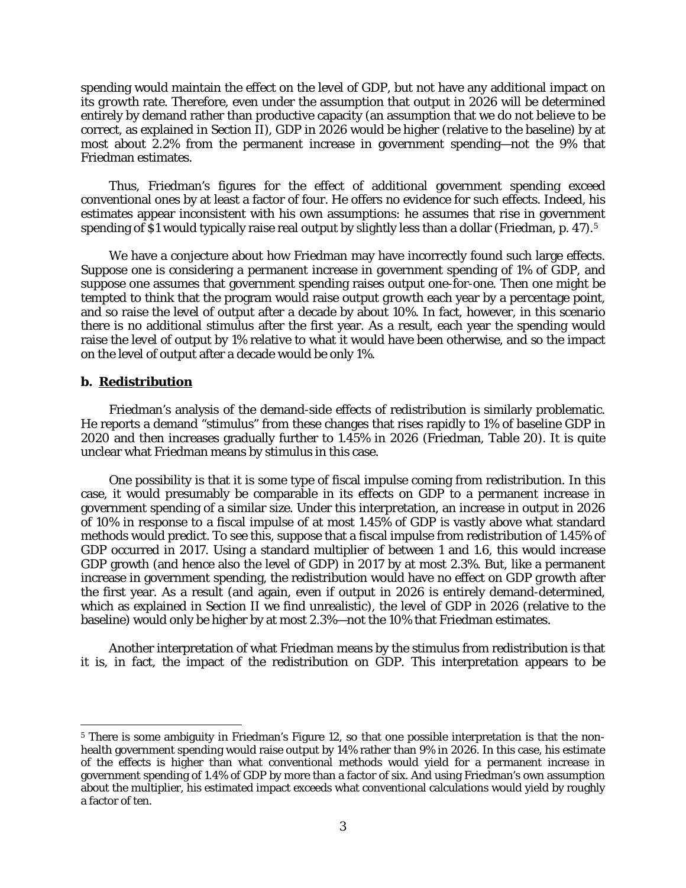spending would maintain the effect on the level of GDP, but not have any additional impact on its growth rate. Therefore, even under the assumption that output in 2026 will be determined entirely by demand rather than productive capacity (an assumption that we do not believe to be correct, as explained in Section II), GDP in 2026 would be higher (relative to the baseline) by at most about 2.2% from the permanent increase in government spending—not the 9% that Friedman estimates.

Thus, Friedman's figures for the effect of additional government spending exceed conventional ones by at least a factor of four. He offers no evidence for such effects. Indeed, his estimates appear inconsistent with his own assumptions: he assumes that rise in government spending of $1 would typically raise real output by slightly less than a dollar (Friedman, p. 47).[5]

We have a conjecture about how Friedman may have incorrectly found such large effects. Suppose one is considering a permanent increase in government spending of 1% of GDP, and suppose one assumes that government spending raises output one-for-one. Then one might be tempted to think that the program would raise output *growth* each year by a percentage point, and so raise the level of output after a decade by about 10%. In fact, however, in this scenario there is no additional stimulus after the first year. As a result, each year the spending would raise the level of output by 1% relative to what it would have been otherwise, and so the impact on the level of output after a decade would be only 1%.

### b. Redistribution

Friedman's analysis of the demand-side effects of redistribution is similarly problematic. He reports a demand "stimulus" from these changes that rises rapidly to 1% of baseline GDP in 2020 and then increases gradually further to 1.45% in 2026 (Friedman, Table 20). It is quite unclear what Friedman means by stimulus in this case.

One possibility is that it is some type of fiscal impulse coming from redistribution. In this case, it would presumably be comparable in its effects on GDP to a permanent increase in government spending of a similar size. Under this interpretation, an increase in output in 2026 of 10% in response to a fiscal impulse of at most 1.45% of GDP is vastly above what standard methods would predict. To see this, suppose that a fiscal impulse from redistribution of 1.45% of GDP occurred in 2017. Using a standard multiplier of between 1 and 1.6, this would increase GDP growth (and hence also the level of GDP) in 2017 by at most 2.3%. But, like a permanent increase in government spending, the redistribution would have no effect on GDP growth after the first year. As a result (and again, even if output in 2026 is entirely demand-determined, which as explained in Section II we find unrealistic), the level of GDP in 2026 (relative to the baseline) would only be higher by at most 2.3%—not the 10% that Friedman estimates.

Another interpretation of what Friedman means by the stimulus from redistribution is that it is, in fact, the impact of the redistribution on GDP. This interpretation appears to be

---

[5] There is some ambiguity in Friedman's Figure 12, so that one possible interpretation is that the non-health government spending would raise output by 14% rather than 9% in 2026. In this case, his estimate of the effects is higher than what conventional methods would yield for a permanent increase in government spending of 1.4% of GDP by more than a factor of six. And using Friedman's own assumption about the multiplier, his estimated impact exceeds what conventional calculations would yield by roughly a factor of ten.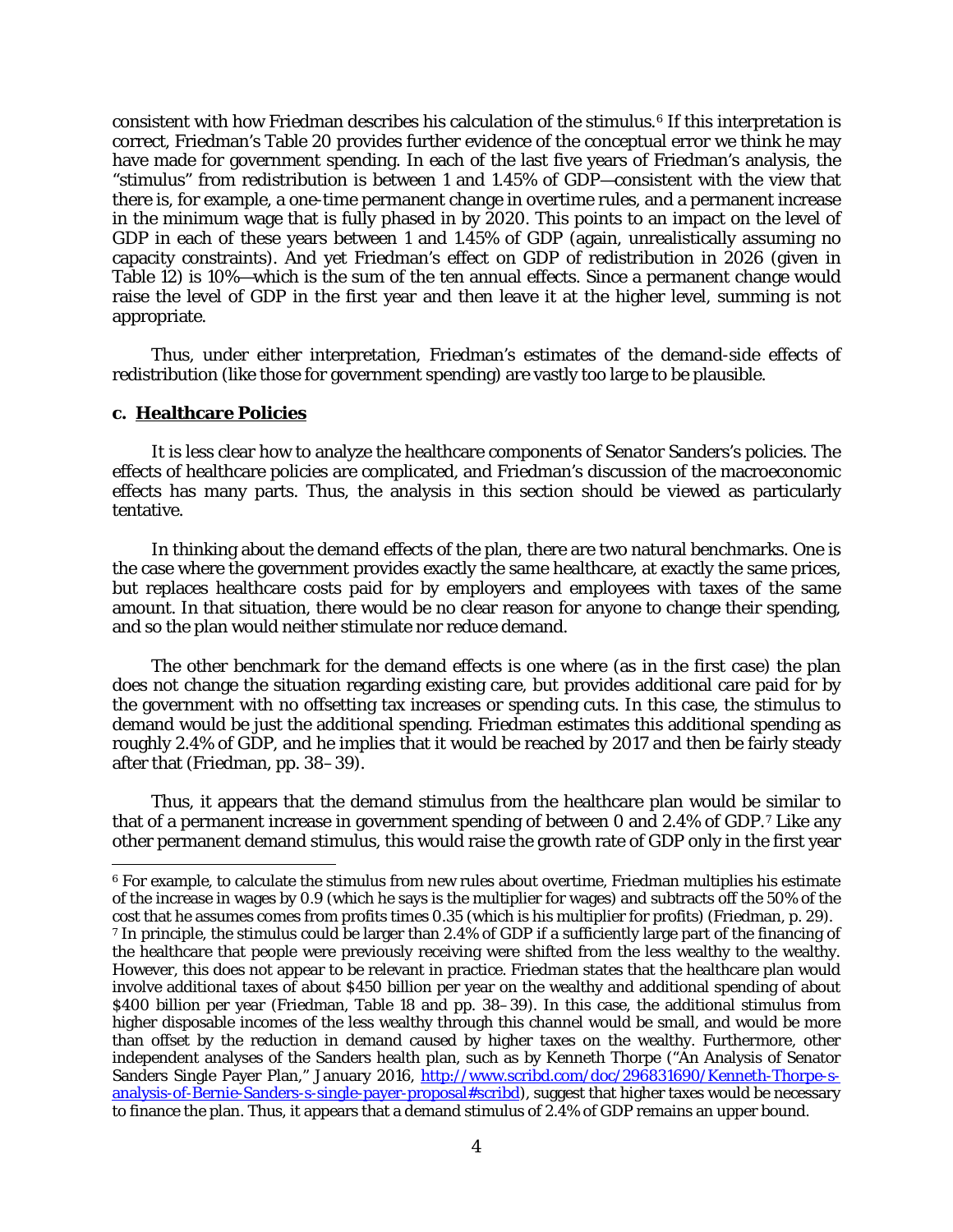consistent with how Friedman describes his calculation of the stimulus.[6] If this interpretation is correct, Friedman's Table 20 provides further evidence of the conceptual error we think he may have made for government spending. In each of the last five years of Friedman's analysis, the "stimulus" from redistribution is between 1 and 1.45% of GDP—consistent with the view that there is, for example, a one-time permanent change in overtime rules, and a permanent increase in the minimum wage that is fully phased in by 2020. This points to an impact on the level of GDP in each of these years between 1 and 1.45% of GDP (again, unrealistically assuming no capacity constraints). And yet Friedman's effect on GDP of redistribution in 2026 (given in Table 12) is 10%—which is the sum of the ten annual effects. Since a permanent change would raise the level of GDP in the first year and then leave it at the higher level, summing is not appropriate.

Thus, under either interpretation, Friedman's estimates of the demand-side effects of redistribution (like those for government spending) are vastly too large to be plausible.

### C. Healthcare Policies

It is less clear how to analyze the healthcare components of Senator Sanders's policies. The effects of healthcare policies are complicated, and Friedman's discussion of the macroeconomic effects has many parts. Thus, the analysis in this section should be viewed as particularly tentative.

In thinking about the demand effects of the plan, there are two natural benchmarks. One is the case where the government provides exactly the same healthcare, at exactly the same prices, but replaces healthcare costs paid for by employers and employees with taxes of the same amount. In that situation, there would be no clear reason for anyone to change their spending, and so the plan would neither stimulate nor reduce demand.

The other benchmark for the demand effects is one where (as in the first case) the plan does not change the situation regarding existing care, but provides additional care paid for by the government with no offsetting tax increases or spending cuts. In this case, the stimulus to demand would be just the additional spending. Friedman estimates this additional spending as roughly 2.4% of GDP, and he implies that it would be reached by 2017 and then be fairly steady after that (Friedman, pp. 38–39).

Thus, it appears that the demand stimulus from the healthcare plan would be similar to that of a permanent increase in government spending of between 0 and 2.4% of GDP.[7] Like any other permanent demand stimulus, this would raise the growth rate of GDP only in the first year

---

[6] For example, to calculate the stimulus from new rules about overtime, Friedman multiplies his estimate of the increase in wages by 0.9 (which he says is the multiplier for wages) and subtracts off the 50% of the cost that he assumes comes from profits times 0.35 (which is his multiplier for profits) (Friedman, p. 29).

[7] In principle, the stimulus could be larger than 2.4% of GDP if a sufficiently large part of the financing of the healthcare that people were previously receiving were shifted from the less wealthy to the wealthy. However, this does not appear to be relevant in practice. Friedman states that the healthcare plan would involve additional taxes of about $450 billion per year on the wealthy and additional spending of about $400 billion per year (Friedman, Table 18 and pp. 38–39). In this case, the additional stimulus from higher disposable incomes of the less wealthy through this channel would be small, and would be more than offset by the reduction in demand caused by higher taxes on the wealthy. Furthermore, other independent analyses of the Sanders health plan, such as by Kenneth Thorpe ("An Analysis of Senator Sanders Single Payer Plan," January 2016, [http://www.scribd.com/doc/296831690/Kenneth-Thorpe-s-analysis-of-Bernie-Sanders-s-single-payer-proposal#scribd](http://www.scribd.com/doc/296831690/Kenneth-Thorpe-s-analysis-of-Bernie-Sanders-s-single-payer-proposal#scribd)), suggest that higher taxes would be necessary to finance the plan. Thus, it appears that a demand stimulus of 2.4% of GDP remains an upper bound.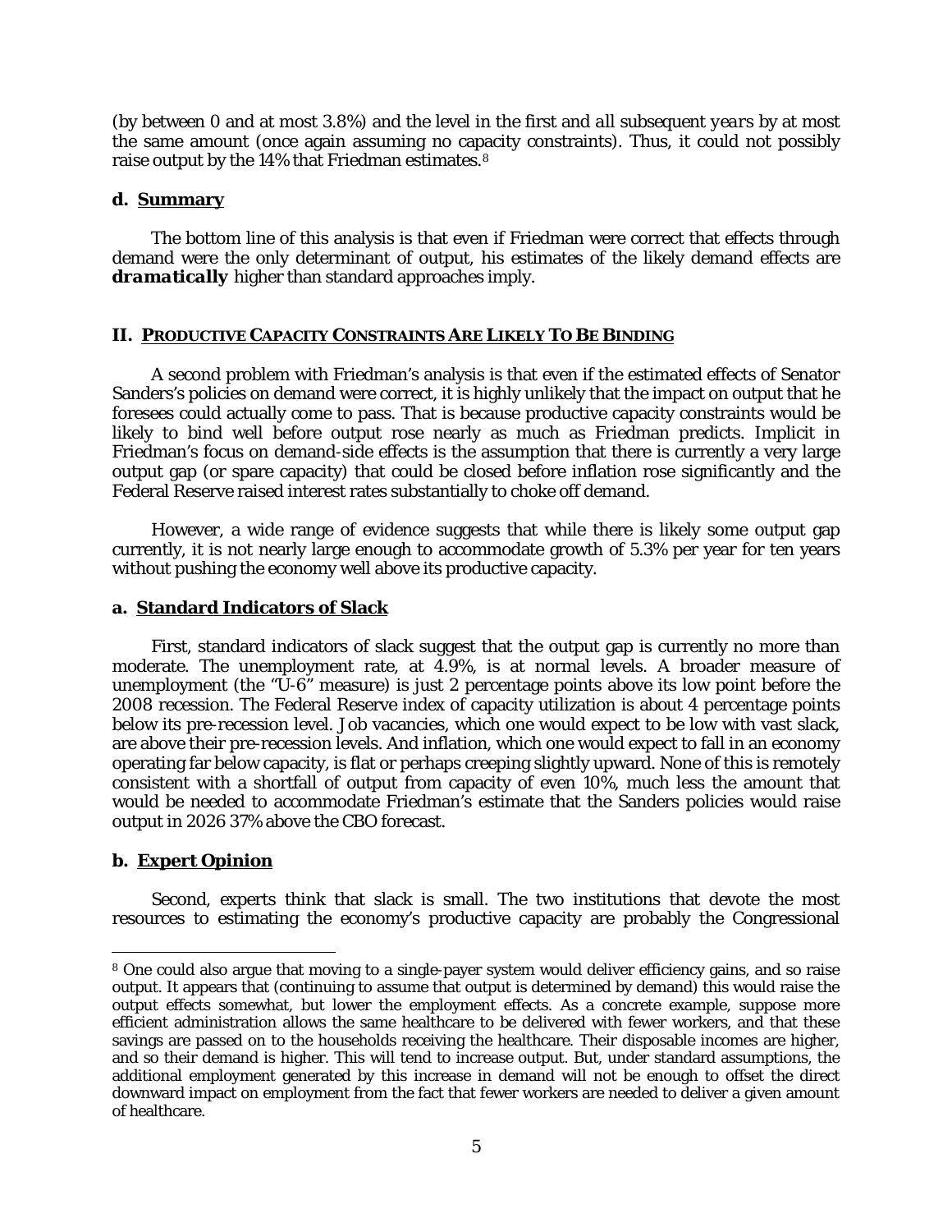(by between 0 and at most 3.8%) and the level in the first and *all subsequent years* by at most the same amount (once again assuming no capacity constraints). Thus, it could not possibly raise output by the 14% that Friedman estimates.[8]

### d. Summary

The bottom line of this analysis is that even if Friedman were correct that effects through demand were the only determinant of output, his estimates of the likely demand effects are ***dramatically*** higher than standard approaches imply.

## II. PRODUCTIVE CAPACITY CONSTRAINTS ARE LIKELY TO BE BINDING

A second problem with Friedman's analysis is that even if the estimated effects of Senator Sanders's policies on demand were correct, it is highly unlikely that the impact on output that he foresees could actually come to pass. That is because productive capacity constraints would be likely to bind well before output rose nearly as much as Friedman predicts. Implicit in Friedman's focus on demand-side effects is the assumption that there is currently a very large output gap (or spare capacity) that could be closed before inflation rose significantly and the Federal Reserve raised interest rates substantially to choke off demand.

However, a wide range of evidence suggests that while there is likely some output gap currently, it is not nearly large enough to accommodate growth of 5.3% per year for ten years without pushing the economy well above its productive capacity.

### a. Standard Indicators of Slack

First, standard indicators of slack suggest that the output gap is currently no more than moderate. The unemployment rate, at 4.9%, is at normal levels. A broader measure of unemployment (the "U-6" measure) is just 2 percentage points above its low point before the 2008 recession. The Federal Reserve index of capacity utilization is about 4 percentage points below its pre-recession level. Job vacancies, which one would expect to be low with vast slack, are above their pre-recession levels. And inflation, which one would expect to fall in an economy operating far below capacity, is flat or perhaps creeping slightly upward. None of this is remotely consistent with a shortfall of output from capacity of even 10%, much less the amount that would be needed to accommodate Friedman's estimate that the Sanders policies would raise output in 2026 37% above the CBO forecast.

### b. Expert Opinion

Second, experts think that slack is small. The two institutions that devote the most resources to estimating the economy's productive capacity are probably the Congressional

---

[8] One could also argue that moving to a single-payer system would deliver efficiency gains, and so raise output. It appears that (continuing to assume that output is determined by demand) this would raise the output effects somewhat, but lower the employment effects. As a concrete example, suppose more efficient administration allows the same healthcare to be delivered with fewer workers, and that these savings are passed on to the households receiving the healthcare. Their disposable incomes are higher, and so their demand is higher. This will tend to increase output. But, under standard assumptions, the additional employment generated by this increase in demand will not be enough to offset the direct downward impact on employment from the fact that fewer workers are needed to deliver a given amount of healthcare.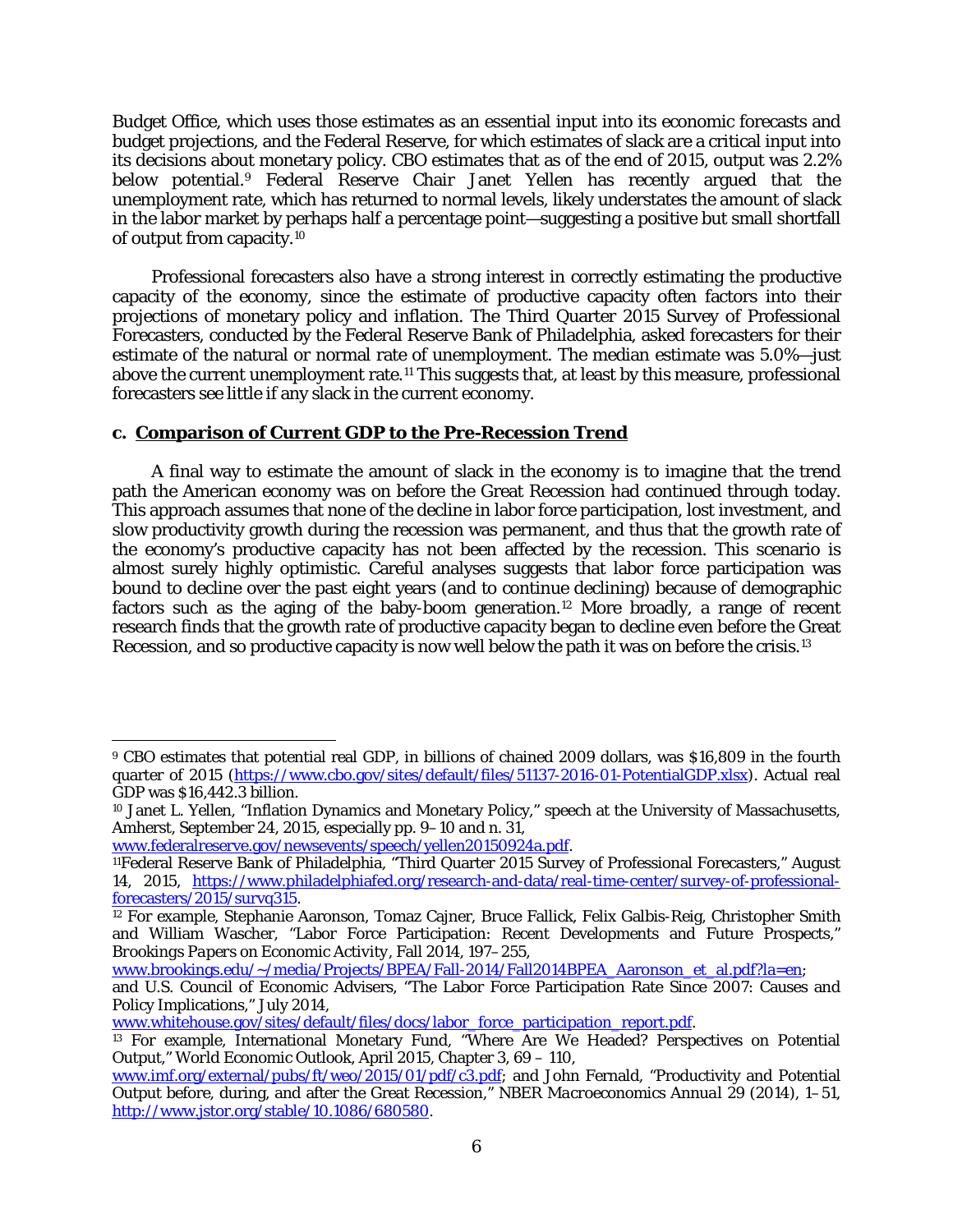Budget Office, which uses those estimates as an essential input into its economic forecasts and budget projections, and the Federal Reserve, for which estimates of slack are a critical input into its decisions about monetary policy. CBO estimates that as of the end of 2015, output was 2.2% below potential.[9] Federal Reserve Chair Janet Yellen has recently argued that the unemployment rate, which has returned to normal levels, likely understates the amount of slack in the labor market by perhaps half a percentage point—suggesting a positive but small shortfall of output from capacity.[10]

Professional forecasters also have a strong interest in correctly estimating the productive capacity of the economy, since the estimate of productive capacity often factors into their projections of monetary policy and inflation. The Third Quarter 2015 Survey of Professional Forecasters, conducted by the Federal Reserve Bank of Philadelphia, asked forecasters for their estimate of the natural or normal rate of unemployment. The median estimate was 5.0%—just above the current unemployment rate.[11] This suggests that, at least by this measure, professional forecasters see little if any slack in the current economy.

### c. Comparison of Current GDP to the Pre-Recession Trend

A final way to estimate the amount of slack in the economy is to imagine that the trend path the American economy was on before the Great Recession had continued through today. This approach assumes that none of the decline in labor force participation, lost investment, and slow productivity growth during the recession was permanent, and thus that the growth rate of the economy's productive capacity has not been affected by the recession. This scenario is almost surely highly optimistic. Careful analyses suggests that labor force participation was bound to decline over the past eight years (and to continue declining) because of demographic factors such as the aging of the baby-boom generation.[12] More broadly, a range of recent research finds that the growth rate of productive capacity began to decline even before the Great Recession, and so productive capacity is now well below the path it was on before the crisis.[13]

---

[9] CBO estimates that potential real GDP, in billions of chained 2009 dollars, was $16,809 in the fourth quarter of 2015 (https://www.cbo.gov/sites/default/files/51137-2016-01-PotentialGDP.xlsx). Actual real GDP was $16,442.3 billion.

[10] Janet L. Yellen, "Inflation Dynamics and Monetary Policy," speech at the University of Massachusetts, Amherst, September 24, 2015, especially pp. 9–10 and n. 31, www.federalreserve.gov/newsevents/speech/yellen20150924a.pdf.

[11] Federal Reserve Bank of Philadelphia, "Third Quarter 2015 Survey of Professional Forecasters," August 14, 2015, https://www.philadelphiafed.org/research-and-data/real-time-center/survey-of-professional-forecasters/2015/survq315.

[12] For example, Stephanie Aaronson, Tomaz Cajner, Bruce Fallick, Felix Galbis-Reig, Christopher Smith and William Wascher, "Labor Force Participation: Recent Developments and Future Prospects," *Brookings Papers on Economic Activity*, Fall 2014, 197–255, www.brookings.edu/~/media/Projects/BPEA/Fall-2014/Fall2014BPEA_Aaronson_et_al.pdf?la=en; and U.S. Council of Economic Advisers, "The Labor Force Participation Rate Since 2007: Causes and Policy Implications," July 2014, www.whitehouse.gov/sites/default/files/docs/labor_force_participation_report.pdf.

[13] For example, International Monetary Fund, "Where Are We Headed? Perspectives on Potential Output," World Economic Outlook, April 2015, Chapter 3, 69 – 110, www.imf.org/external/pubs/ft/weo/2015/01/pdf/c3.pdf; and John Fernald, "Productivity and Potential Output before, during, and after the Great Recession," *NBER Macroeconomics Annual* 29 (2014), 1–51, http://www.jstor.org/stable/10.1086/680580.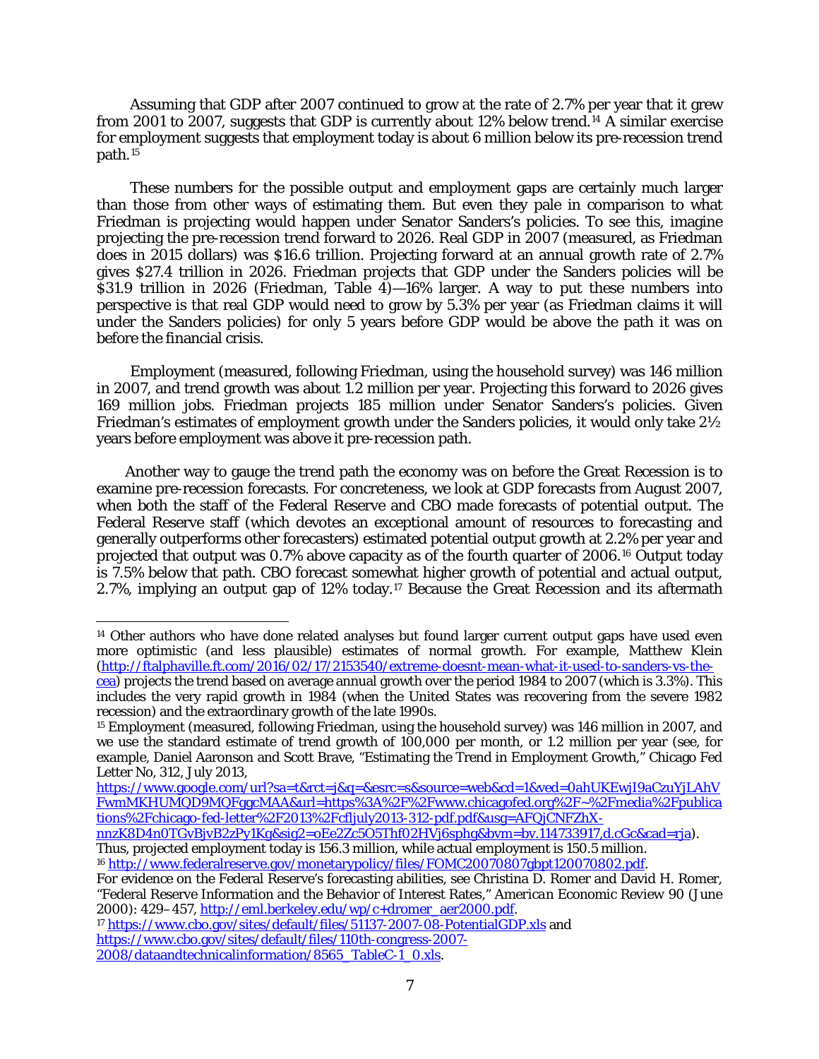Assuming that GDP after 2007 continued to grow at the rate of 2.7% per year that it grew from 2001 to 2007, suggests that GDP is currently about 12% below trend.[14] A similar exercise for employment suggests that employment today is about 6 million below its pre-recession trend path.[15]

These numbers for the possible output and employment gaps are certainly much larger than those from other ways of estimating them. But even they pale in comparison to what Friedman is projecting would happen under Senator Sanders's policies. To see this, imagine projecting the pre-recession trend forward to 2026. Real GDP in 2007 (measured, as Friedman does in 2015 dollars) was $16.6 trillion. Projecting forward at an annual growth rate of 2.7% gives $27.4 trillion in 2026. Friedman projects that GDP under the Sanders policies will be $31.9 trillion in 2026 (Friedman, Table 4)—16% larger. A way to put these numbers into perspective is that real GDP would need to grow by 5.3% per year (as Friedman claims it will under the Sanders policies) for only 5 years before GDP would be above the path it was on before the financial crisis.

Employment (measured, following Friedman, using the household survey) was 146 million in 2007, and trend growth was about 1.2 million per year. Projecting this forward to 2026 gives 169 million jobs. Friedman projects 185 million under Senator Sanders's policies. Given Friedman's estimates of employment growth under the Sanders policies, it would only take 2½ years before employment was above it pre-recession path.

Another way to gauge the trend path the economy was on before the Great Recession is to examine pre-recession forecasts. For concreteness, we look at GDP forecasts from August 2007, when both the staff of the Federal Reserve and CBO made forecasts of potential output. The Federal Reserve staff (which devotes an exceptional amount of resources to forecasting and generally outperforms other forecasters) estimated potential output growth at 2.2% per year and projected that output was 0.7% above capacity as of the fourth quarter of 2006.[16] Output today is 7.5% below that path. CBO forecast somewhat higher growth of potential and actual output, 2.7%, implying an output gap of 12% today.[17] Because the Great Recession and its aftermath

---

[14] Other authors who have done related analyses but found larger current output gaps have used even more optimistic (and less plausible) estimates of normal growth. For example, Matthew Klein (http://ftalphaville.ft.com/2016/02/17/2153540/extreme-doesnt-mean-what-it-used-to-sanders-vs-the-cea) projects the trend based on average annual growth over the period 1984 to 2007 (which is 3.3%). This includes the very rapid growth in 1984 (when the United States was recovering from the severe 1982 recession) and the extraordinary growth of the late 1990s.

[15] Employment (measured, following Friedman, using the household survey) was 146 million in 2007, and we use the standard estimate of trend growth of 100,000 per month, or 1.2 million per year (see, for example, Daniel Aaronson and Scott Brave, "Estimating the Trend in Employment Growth," Chicago Fed Letter No, 312, July 2013, https://www.google.com/url?sa=t&rct=j&q=&esrc=s&source=web&cd=1&ved=0ahUKEwjI9aCzuYjLAhVFwmMKHUMQD9MQFggcMAA&url=https%3A%2F%2Fwww.chicagofed.org%2F~%2Fmedia%2Fpublications%2Fchicago-fed-letter%2F2013%2Fcfljuly2013-312-pdf.pdf&usg=AFQjCNFZhX-nnzK8D4n0TGvBjvB2zPy1Kg&sig2=oEe2Zc5O5Thf02HVj6sphg&bvm=bv.114733917,d.cGc&cad=rja). Thus, projected employment today is 156.3 million, while actual employment is 150.5 million.

[16] http://www.federalreserve.gov/monetarypolicy/files/FOMC20070807gbpt120070802.pdf. For evidence on the Federal Reserve's forecasting abilities, see Christina D. Romer and David H. Romer, "Federal Reserve Information and the Behavior of Interest Rates," American Economic Review 90 (June 2000): 429–457, http://eml.berkeley.edu/wp/c+dromer_aer2000.pdf.

[17] https://www.cbo.gov/sites/default/files/51137-2007-08-PotentialGDP.xls and https://www.cbo.gov/sites/default/files/110th-congress-2007-2008/dataandtechnicalinformation/8565_TableC-1_0.xls.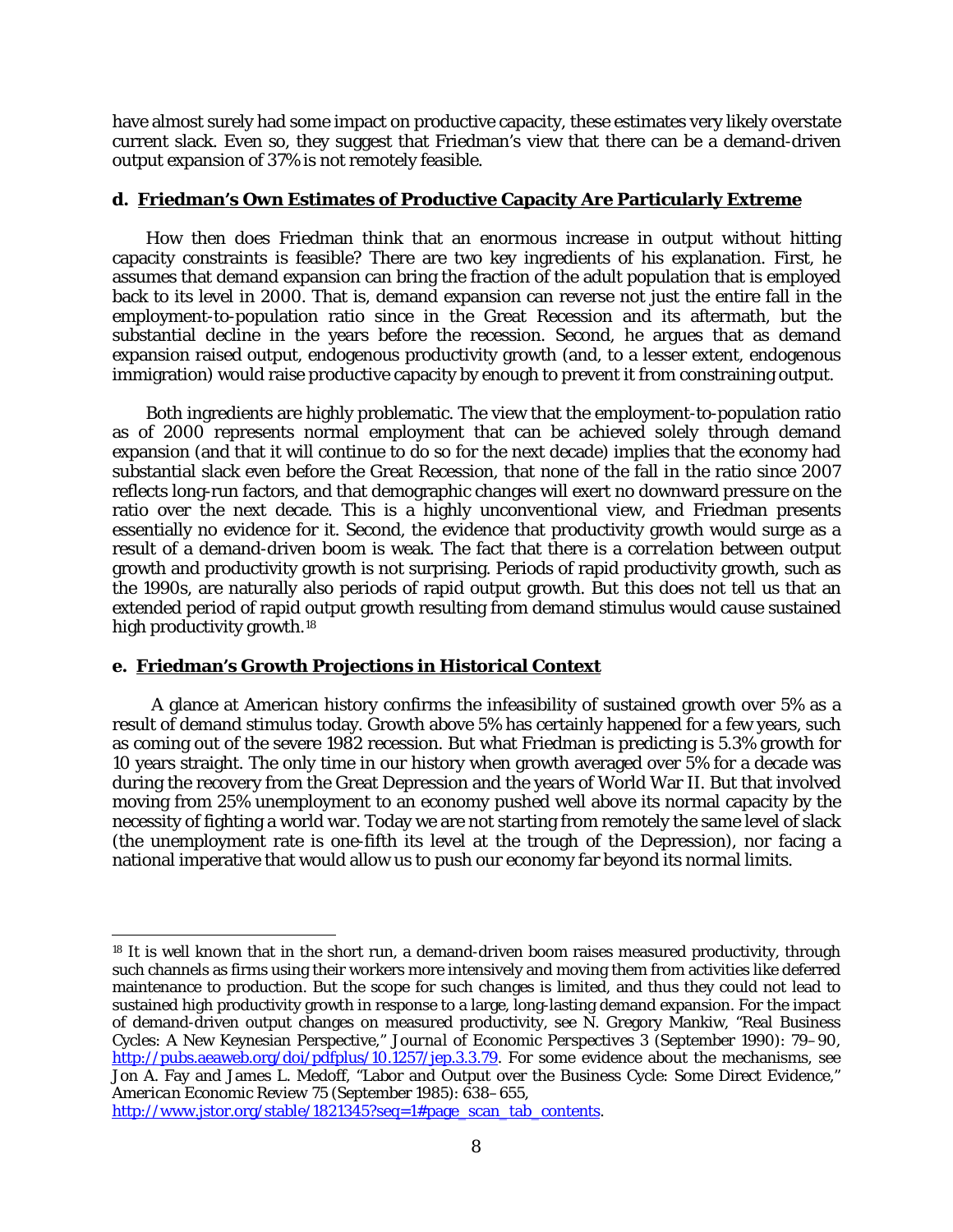have almost surely had some impact on productive capacity, these estimates very likely overstate current slack. Even so, they suggest that Friedman's view that there can be a demand-driven output expansion of 37% is not remotely feasible.

### d. <u>Friedman's Own Estimates of Productive Capacity Are Particularly Extreme</u>

How then does Friedman think that an enormous increase in output without hitting capacity constraints is feasible? There are two key ingredients of his explanation. First, he assumes that demand expansion can bring the fraction of the adult population that is employed back to its level in 2000. That is, demand expansion can reverse not just the entire fall in the employment-to-population ratio since in the Great Recession and its aftermath, but the substantial decline in the years before the recession. Second, he argues that as demand expansion raised output, endogenous productivity growth (and, to a lesser extent, endogenous immigration) would raise productive capacity by enough to prevent it from constraining output.

Both ingredients are highly problematic. The view that the employment-to-population ratio as of 2000 represents normal employment that can be achieved solely through demand expansion (and that it will continue to do so for the next decade) implies that the economy had substantial slack even before the Great Recession, that none of the fall in the ratio since 2007 reflects long-run factors, and that demographic changes will exert no downward pressure on the ratio over the next decade. This is a highly unconventional view, and Friedman presents essentially no evidence for it. Second, the evidence that productivity growth would surge as a result of a demand-driven boom is weak. The fact that there is a *correlation* between output growth and productivity growth is not surprising. Periods of rapid productivity growth, such as the 1990s, are naturally also periods of rapid output growth. But this does not tell us that an extended period of rapid output growth resulting from demand stimulus would *cause* sustained high productivity growth.[18]

### e. <u>Friedman's Growth Projections in Historical Context</u>

A glance at American history confirms the infeasibility of sustained growth over 5% as a result of demand stimulus today. Growth above 5% has certainly happened for a few years, such as coming out of the severe 1982 recession. But what Friedman is predicting is 5.3% growth for 10 years straight. The only time in our history when growth averaged over 5% for a decade was during the recovery from the Great Depression and the years of World War II. But that involved moving from 25% unemployment to an economy pushed well above its normal capacity by the necessity of fighting a world war. Today we are not starting from remotely the same level of slack (the unemployment rate is one-fifth its level at the trough of the Depression), nor facing a national imperative that would allow us to push our economy far beyond its normal limits.

---

[18] It is well known that in the short run, a demand-driven boom raises measured productivity, through such channels as firms using their workers more intensively and moving them from activities like deferred maintenance to production. But the scope for such changes is limited, and thus they could not lead to sustained high productivity growth in response to a large, long-lasting demand expansion. For the impact of demand-driven output changes on measured productivity, see N. Gregory Mankiw, "Real Business Cycles: A New Keynesian Perspective," *Journal of Economic Perspectives* 3 (September 1990): 79–90, http://pubs.aeaweb.org/doi/pdfplus/10.1257/jep.3.3.79. For some evidence about the mechanisms, see Jon A. Fay and James L. Medoff, "Labor and Output over the Business Cycle: Some Direct Evidence," *American Economic Review* 75 (September 1985): 638–655, http://www.jstor.org/stable/1821345?seq=1#page_scan_tab_contents.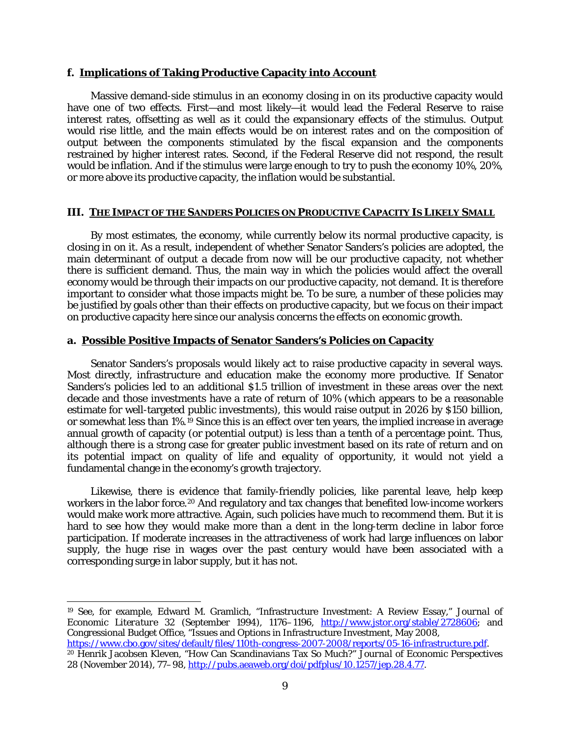### f. Implications of Taking Productive Capacity into Account

Massive demand-side stimulus in an economy closing in on its productive capacity would have one of two effects. First—and most likely—it would lead the Federal Reserve to raise interest rates, offsetting as well as it could the expansionary effects of the stimulus. Output would rise little, and the main effects would be on interest rates and on the composition of output between the components stimulated by the fiscal expansion and the components restrained by higher interest rates. Second, if the Federal Reserve did not respond, the result would be inflation. And if the stimulus were large enough to try to push the economy 10%, 20%, or more above its productive capacity, the inflation would be substantial.

## III. The Impact of the Sanders Policies on Productive Capacity Is Likely Small

By most estimates, the economy, while currently below its normal productive capacity, is closing in on it. As a result, independent of whether Senator Sanders's policies are adopted, the main determinant of output a decade from now will be our productive capacity, not whether there is sufficient demand. Thus, the main way in which the policies would affect the overall economy would be through their impacts on our productive capacity, not demand. It is therefore important to consider what those impacts might be. To be sure, a number of these policies may be justified by goals other than their effects on productive capacity, but we focus on their impact on productive capacity here since our analysis concerns the effects on economic growth.

### a. Possible Positive Impacts of Senator Sanders's Policies on Capacity

Senator Sanders's proposals would likely act to raise productive capacity in several ways. Most directly, infrastructure and education make the economy more productive. If Senator Sanders's policies led to an additional $1.5 trillion of investment in these areas over the next decade and those investments have a rate of return of 10% (which appears to be a reasonable estimate for well-targeted public investments), this would raise output in 2026 by $150 billion, or somewhat less than 1%.[19] Since this is an effect over ten years, the implied increase in average annual growth of capacity (or potential output) is less than a tenth of a percentage point. Thus, although there is a strong case for greater public investment based on its rate of return and on its potential impact on quality of life and equality of opportunity, it would not yield a fundamental change in the economy's growth trajectory.

Likewise, there is evidence that family-friendly policies, like parental leave, help keep workers in the labor force.[20] And regulatory and tax changes that benefited low-income workers would make work more attractive. Again, such policies have much to recommend them. But it is hard to see how they would make more than a dent in the long-term decline in labor force participation. If moderate increases in the attractiveness of work had large influences on labor supply, the huge rise in wages over the past century would have been associated with a corresponding surge in labor supply, but it has not.

---

[19] See, for example, Edward M. Gramlich, "Infrastructure Investment: A Review Essay," *Journal of Economic Literature* 32 (September 1994), 1176–1196, http://www.jstor.org/stable/2728606; and Congressional Budget Office, "Issues and Options in Infrastructure Investment, May 2008, https://www.cbo.gov/sites/default/files/110th-congress-2007-2008/reports/05-16-infrastructure.pdf.

[20] Henrik Jacobsen Kleven, "How Can Scandinavians Tax So Much?" *Journal of Economic Perspectives* 28 (November 2014), 77–98, http://pubs.aeaweb.org/doi/pdfplus/10.1257/jep.28.4.77.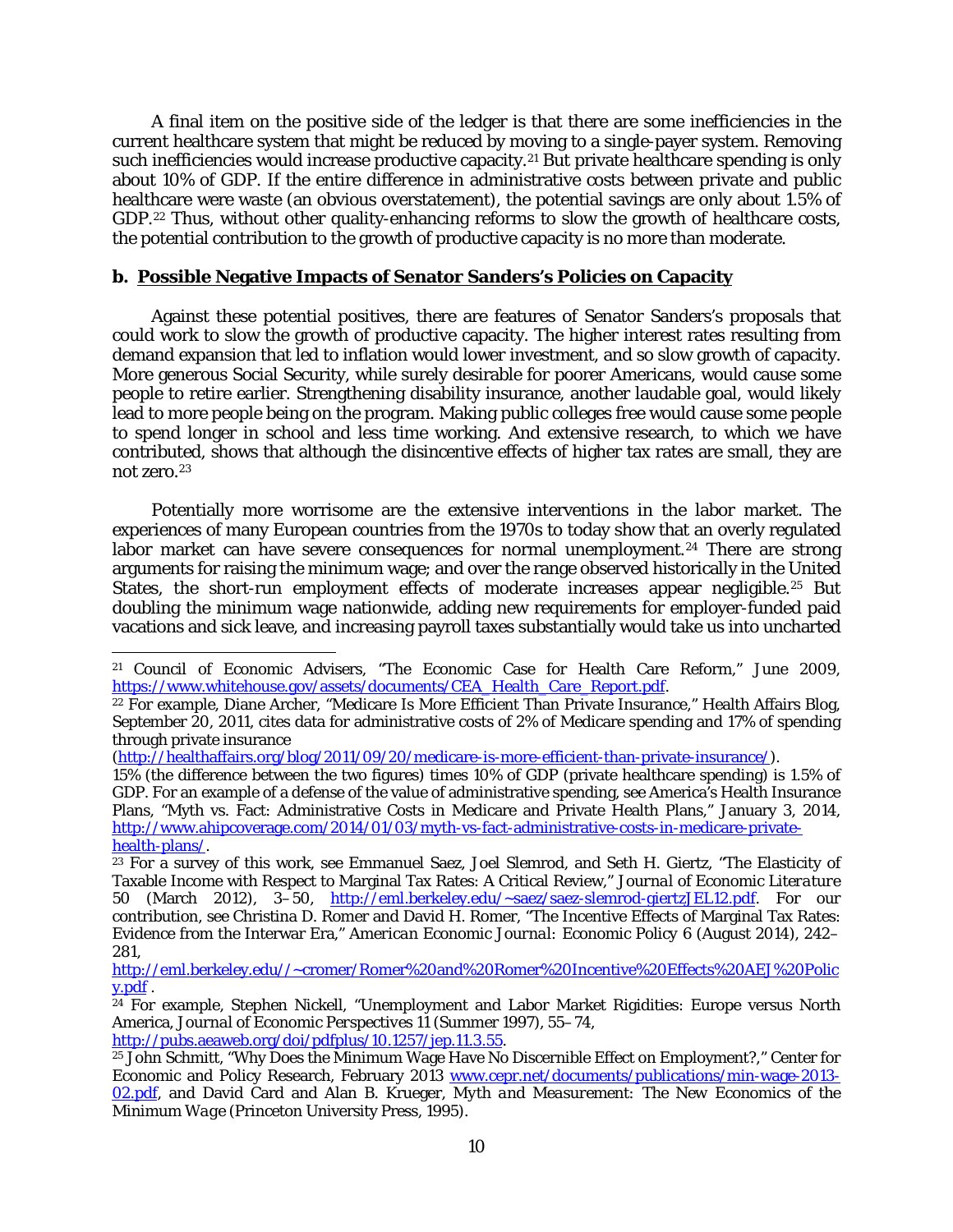A final item on the positive side of the ledger is that there are some inefficiencies in the current healthcare system that might be reduced by moving to a single-payer system. Removing such inefficiencies would increase productive capacity.[21] But private healthcare spending is only about 10% of GDP. If the entire difference in administrative costs between private and public healthcare were waste (an obvious overstatement), the potential savings are only about 1.5% of GDP.[22] Thus, without other quality-enhancing reforms to slow the growth of healthcare costs, the potential contribution to the growth of productive capacity is no more than moderate.

### b. Possible Negative Impacts of Senator Sanders's Policies on Capacity

Against these potential positives, there are features of Senator Sanders's proposals that could work to slow the growth of productive capacity. The higher interest rates resulting from demand expansion that led to inflation would lower investment, and so slow growth of capacity. More generous Social Security, while surely desirable for poorer Americans, would cause some people to retire earlier. Strengthening disability insurance, another laudable goal, would likely lead to more people being on the program. Making public colleges free would cause some people to spend longer in school and less time working. And extensive research, to which we have contributed, shows that although the disincentive effects of higher tax rates are small, they are not zero.[23]

Potentially more worrisome are the extensive interventions in the labor market. The experiences of many European countries from the 1970s to today show that an overly regulated labor market can have severe consequences for normal unemployment.[24] There are strong arguments for raising the minimum wage; and over the range observed historically in the United States, the short-run employment effects of moderate increases appear negligible.[25] But doubling the minimum wage nationwide, adding new requirements for employer-funded paid vacations and sick leave, and increasing payroll taxes substantially would take us into uncharted

---

[21] Council of Economic Advisers, "The Economic Case for Health Care Reform," June 2009, https://www.whitehouse.gov/assets/documents/CEA_Health_Care_Report.pdf.

[22] For example, Diane Archer, "Medicare Is More Efficient Than Private Insurance," Health Affairs Blog, September 20, 2011, cites data for administrative costs of 2% of Medicare spending and 17% of spending through private insurance (http://healthaffairs.org/blog/2011/09/20/medicare-is-more-efficient-than-private-insurance/). 15% (the difference between the two figures) times 10% of GDP (private healthcare spending) is 1.5% of GDP. For an example of a defense of the value of administrative spending, see America's Health Insurance Plans, "Myth vs. Fact: Administrative Costs in Medicare and Private Health Plans," January 3, 2014, http://www.ahipcoverage.com/2014/01/03/myth-vs-fact-administrative-costs-in-medicare-private-health-plans/.

[23] For a survey of this work, see Emmanuel Saez, Joel Slemrod, and Seth H. Giertz, "The Elasticity of Taxable Income with Respect to Marginal Tax Rates: A Critical Review," *Journal of Economic Literature* 50 (March 2012), 3–50, http://eml.berkeley.edu/~saez/saez-slemrod-giertzJEL12.pdf. For our contribution, see Christina D. Romer and David H. Romer, "The Incentive Effects of Marginal Tax Rates: Evidence from the Interwar Era," *American Economic Journal: Economic Policy* 6 (August 2014), 242–281, http://eml.berkeley.edu//~cromer/Romer%20and%20Romer%20Incentive%20Effects%20AEJ%20Policy.pdf .

[24] For example, Stephen Nickell, "Unemployment and Labor Market Rigidities: Europe versus North America, *Journal of Economic Perspectives* 11 (Summer 1997), 55–74, http://pubs.aeaweb.org/doi/pdfplus/10.1257/jep.11.3.55.

[25] John Schmitt, "Why Does the Minimum Wage Have No Discernible Effect on Employment?," Center for Economic and Policy Research, February 2013 www.cepr.net/documents/publications/min-wage-2013-02.pdf, and David Card and Alan B. Krueger, *Myth and Measurement: The New Economics of the Minimum Wage* (Princeton University Press, 1995).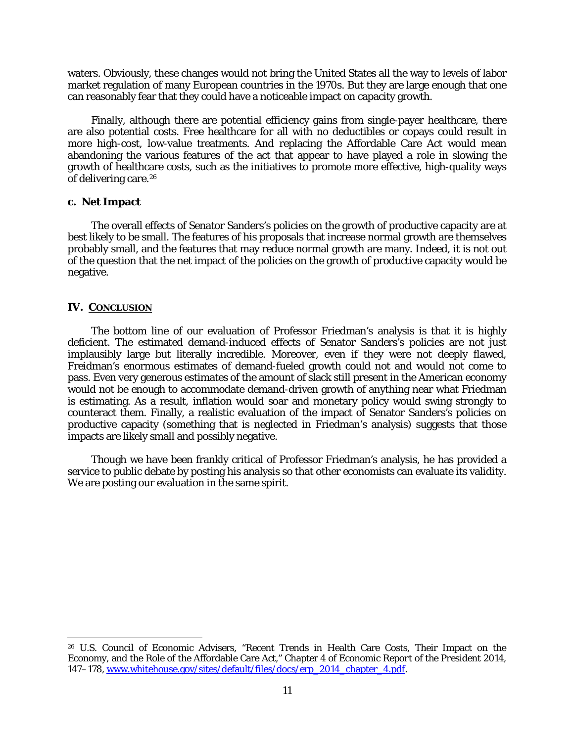waters. Obviously, these changes would not bring the United States all the way to levels of labor market regulation of many European countries in the 1970s. But they are large enough that one can reasonably fear that they could have a noticeable impact on capacity growth.

Finally, although there are potential efficiency gains from single-payer healthcare, there are also potential costs. Free healthcare for all with no deductibles or copays could result in more high-cost, low-value treatments. And replacing the Affordable Care Act would mean abandoning the various features of the act that appear to have played a role in slowing the growth of healthcare costs, such as the initiatives to promote more effective, high-quality ways of delivering care.[26]

### C. Net Impact

The overall effects of Senator Sanders's policies on the growth of productive capacity are at best likely to be small. The features of his proposals that increase normal growth are themselves probably small, and the features that may reduce normal growth are many. Indeed, it is not out of the question that the net impact of the policies on the growth of productive capacity would be negative.

## IV. CONCLUSION

The bottom line of our evaluation of Professor Friedman's analysis is that it is highly deficient. The estimated demand-induced effects of Senator Sanders's policies are not just implausibly large but literally incredible. Moreover, even if they were not deeply flawed, Freidman's enormous estimates of demand-fueled growth could not and would not come to pass. Even very generous estimates of the amount of slack still present in the American economy would not be enough to accommodate demand-driven growth of anything near what Friedman is estimating. As a result, inflation would soar and monetary policy would swing strongly to counteract them. Finally, a realistic evaluation of the impact of Senator Sanders's policies on productive capacity (something that is neglected in Friedman's analysis) suggests that those impacts are likely small and possibly negative.

Though we have been frankly critical of Professor Friedman's analysis, he has provided a service to public debate by posting his analysis so that other economists can evaluate its validity. We are posting our evaluation in the same spirit.

---

[26] U.S. Council of Economic Advisers, "Recent Trends in Health Care Costs, Their Impact on the Economy, and the Role of the Affordable Care Act," Chapter 4 of Economic Report of the President 2014, 147–178, www.whitehouse.gov/sites/default/files/docs/erp_2014_chapter_4.pdf.